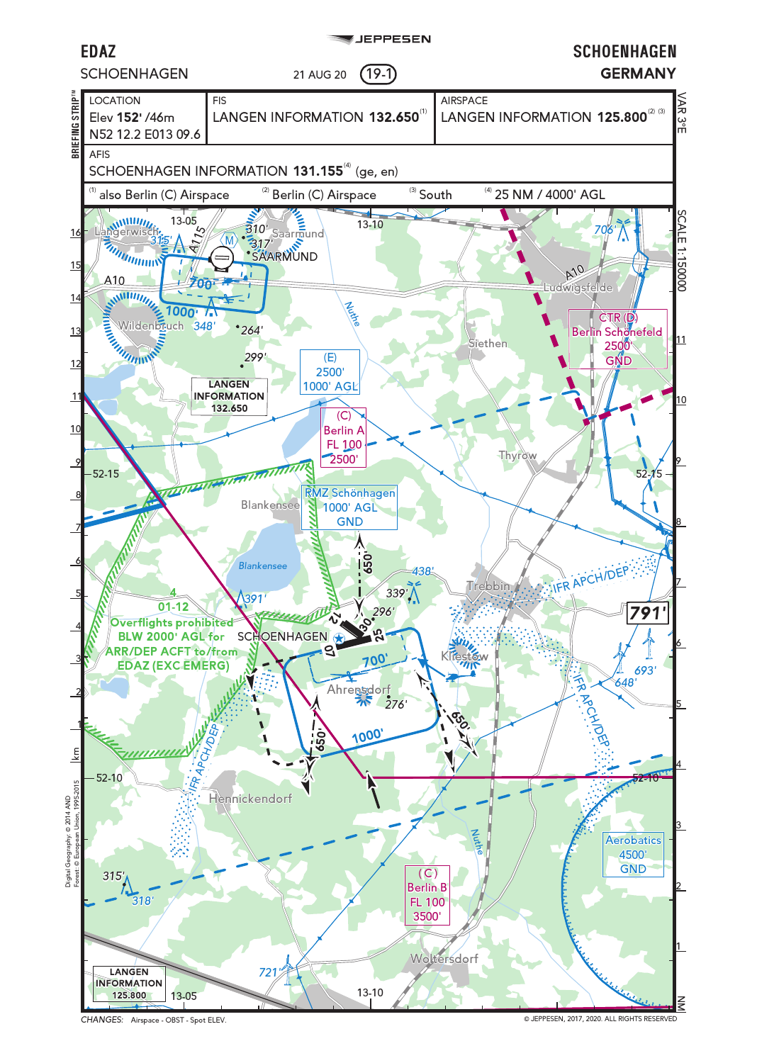# EDAZ SCHOENHAGEN

21 AUG 20 (19-1)

# SCHOENHAGEN GERMANY

| | | |
|---|---|---|
| LOCATION<br>Elev **152'** /46m<br>N52 12.2 E013 09.6 | FIS<br>LANGEN INFORMATION **132.650**[1] | AIRSPACE<br>LANGEN INFORMATION **125.800**[2] [3] |
| AFIS<br>SCHOENHAGEN INFORMATION **131.155**[4] (ge, en) | | |

[1] also Berlin (C) Airspace [2] Berlin (C) Airspace [3] South [4] 25 NM / 4000' AGL

BRIEFING STRIP™

VAR 3°E

SCALE 1:150000

13-05
13-10
52-15
52-10

Langerwisch 315'
A115
(M)
310' Saarmund
317'
SAARMUND
A10
700'
1000'
Wildenbruch 348'
264'
299'
Nuthe
706'
A10
Ludwigsfelde
CTR (D)
Berlin Schönefeld
2500'
GND
Siethen
(E)
2500'
1000' AGL
LANGEN INFORMATION 132.650
(C)
Berlin A
FL 100
2500'
Thyrow
RMZ Schönhagen
1000' AGL
GND
Blankensee
Blankensee
650°
438'
339'
296'
Trebbin
IFR APCH/DEP
791'
4
01-12
391'
Overflights prohibited BLW 2000' AGL for ARR/DEP ACFT to/from EDAZ (EXC EMERG)
SCHOENHAGEN
07
25
12
30
700'
Kliestow
693'
648'
Ahrensdorf
276'
650°
650°
1000'
IFR APCH/DEP
IFR APCH/DEP
Hennickendorf
Nuthe
Aerobatics
4500'
GND
315'
318'
(C)
Berlin B
FL 100
3500'
721'
Woltersdorf
LANGEN INFORMATION 125.800

CHANGES: Airspace - OBST - Spot ELEV.

Digital Geography: © 2014 AND
Forest: © European Union, 1995-2015

© JEPPESEN, 2017, 2020. ALL RIGHTS RESERVED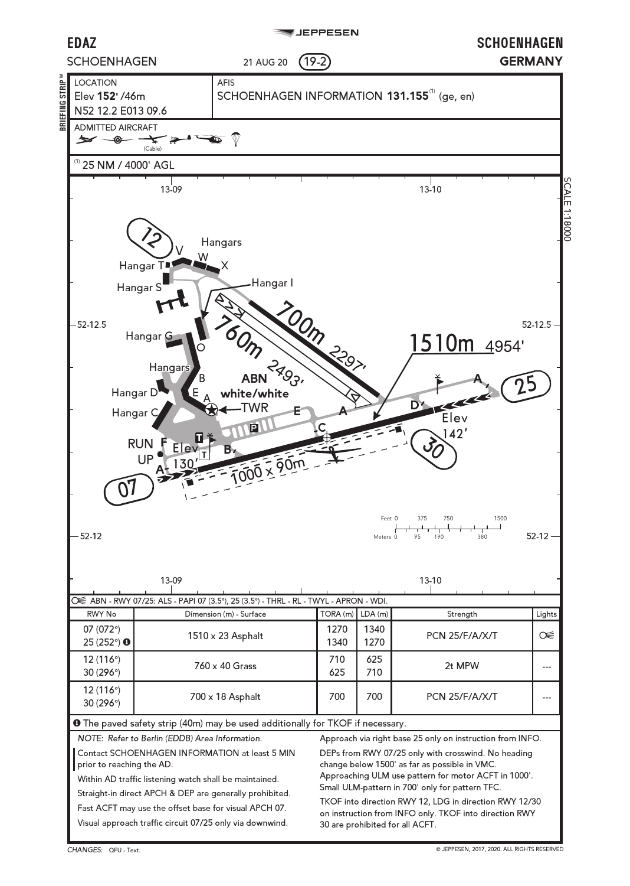# EDAZ SCHOENHAGEN

SCHOENHAGEN — 21 AUG 20 — (19-2) — GERMANY

| LOCATION | AFIS |
|---|---|
| Elev **152'** /46m<br>N52 12.2 E013 09.6 | SCHOENHAGEN INFORMATION **131.155**[1] (ge, en) |

ADMITTED AIRCRAFT

(Cable)

[1] 25 NM / 4000' AGL

SCALE 1:18000

13-09
13-10
52-12.5
52-12
12
V
W
X
Hangars
Hangar T
Hangar S
Hangar I
700m 2297'
760m 2493'
Hangar G
O
1510m 4954'
Hangars
B
ABN
white/white
A
25
Hangar D
E
A
TWR
E
A
D
Hangar C
C
Elev
142'
RUN UP
F
Elev
130'
T
P
B
30
A
1000 x 90m
07
Feet 0 375 750 1500
Meters 0 95 190 380

ABN - RWY 07/25: ALS - PAPI 07 (3.5°), 25 (3.5°) - THRL - RL - TWYL - APRON - WDI.

| RWY No | Dimension (m) - Surface | TORA (m) | LDA (m) | Strength | Lights |
|---|---|---|---|---|---|
| 07 (072°)<br>25 (252°) ❶ | 1510 x 23 Asphalt | 1270<br>1340 | 1340<br>1270 | PCN 25/F/A/X/T | ALS |
| 12 (116°)<br>30 (296°) | 760 x 40 Grass | 710<br>625 | 625<br>710 | 2t MPW | --- |
| 12 (116°)<br>30 (296°) | 700 x 18 Asphalt | 700 | 700 | PCN 25/F/A/X/T | --- |

❶ The paved safety strip (40m) may be used additionally for TKOF if necessary.

*NOTE: Refer to Berlin (EDDB) Area Information.*

Contact SCHOENHAGEN INFORMATION at least 5 MIN prior to reaching the AD.

Within AD traffic listening watch shall be maintained.

Straight-in direct APCH & DEP are generally prohibited.

Fast ACFT may use the offset base for visual APCH 07.

Visual approach traffic circuit 07/25 only via downwind.

Approach via right base 25 only on instruction from INFO.

DEPs from RWY 07/25 only with crosswind. No heading change below 1500' as far as possible in VMC.

Approaching ULM use pattern for motor ACFT in 1000'. Small ULM-pattern in 700' only for pattern TFC.

TKOF into direction RWY 12, LDG in direction RWY 12/30 on instruction from INFO only. TKOF into direction RWY 30 are prohibited for all ACFT.

*CHANGES:* QFU - Text.

© JEPPESEN, 2017, 2020. ALL RIGHTS RESERVED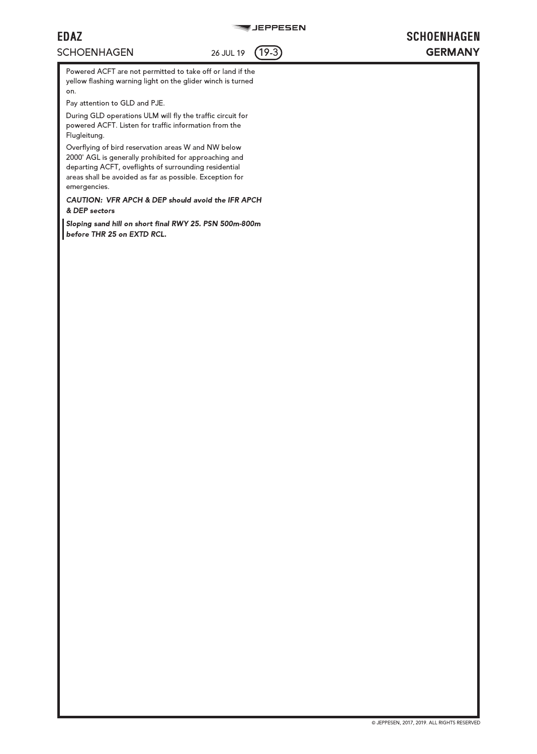Powered ACFT are not permitted to take off or land if the yellow flashing warning light on the glider winch is turned on.

Pay attention to GLD and PJE.

During GLD operations ULM will fly the traffic circuit for powered ACFT. Listen for traffic information from the Flugleitung.

Overflying of bird reservation areas W and NW below 2000' AGL is generally prohibited for approaching and departing ACFT, oveflights of surrounding residential areas shall be avoided as far as possible. Exception for emergencies.

***CAUTION: VFR APCH & DEP should avoid the IFR APCH & DEP sectors***

***Sloping sand hill on short final RWY 25. PSN 500m-800m before THR 25 on EXTD RCL.***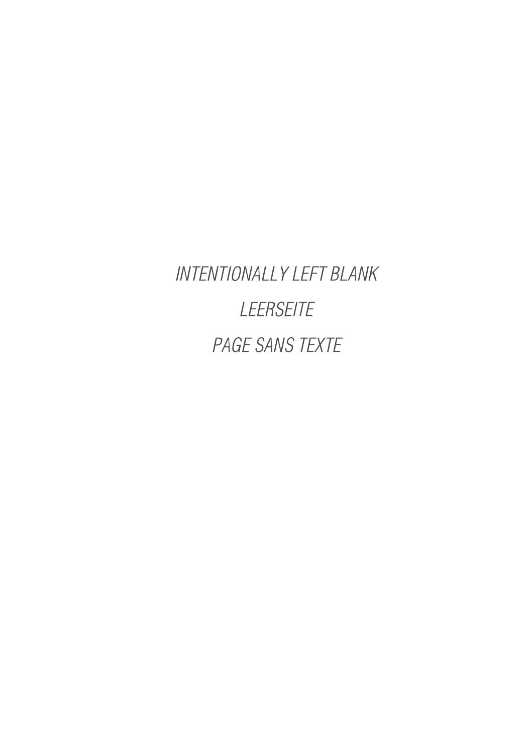*INTENTIONALLY LEFT BLANK*

*LEERSEITE*

*PAGE SANS TEXTE*